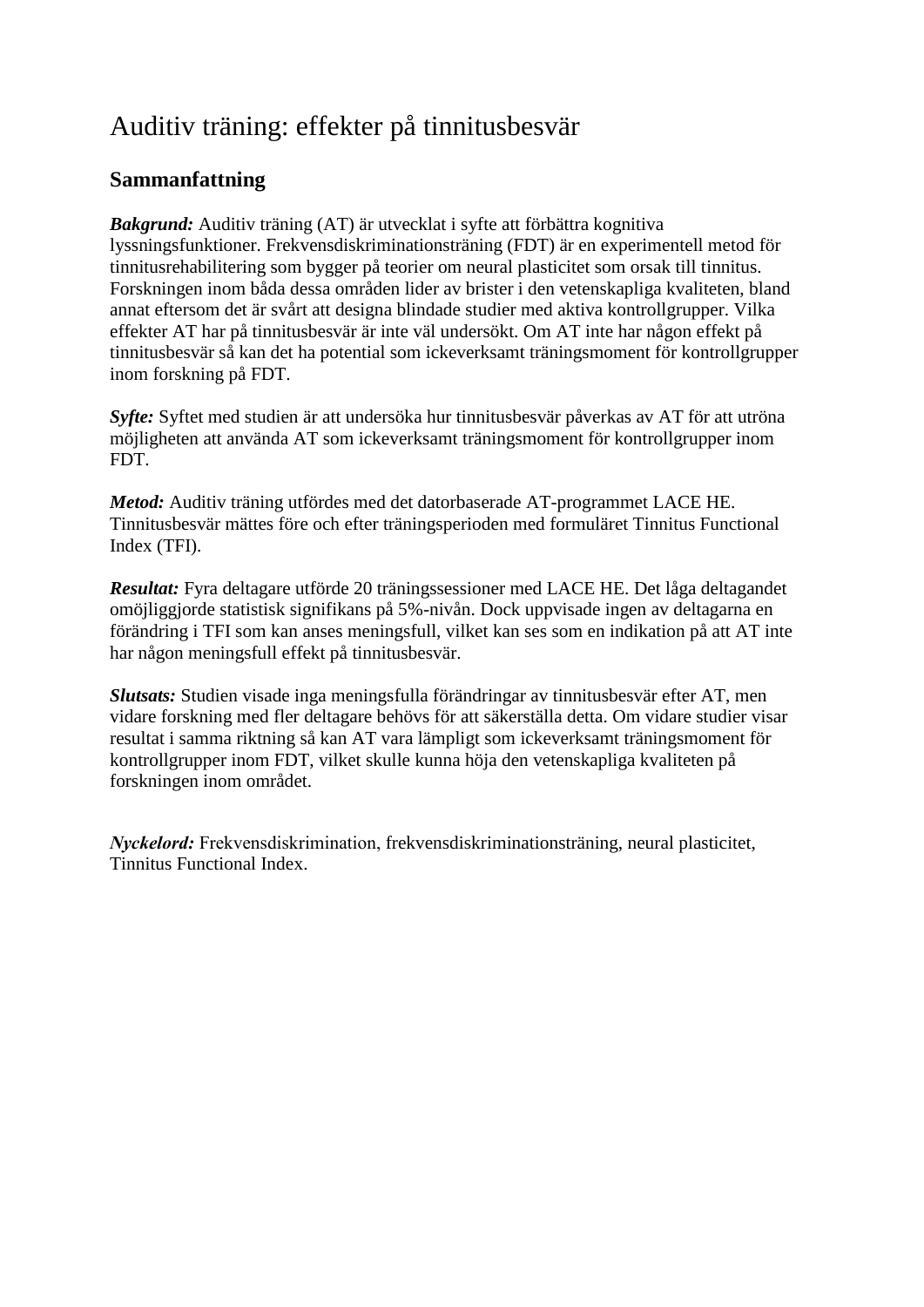# Auditiv träning: effekter på tinnitusbesvär

## Sammanfattning

***Bakgrund:*** Auditiv träning (AT) är utvecklat i syfte att förbättra kognitiva lyssningsfunktioner. Frekvensdiskriminationsträning (FDT) är en experimentell metod för tinnitusrehabilitering som bygger på teorier om neural plasticitet som orsak till tinnitus. Forskningen inom båda dessa områden lider av brister i den vetenskapliga kvaliteten, bland annat eftersom det är svårt att designa blindade studier med aktiva kontrollgrupper. Vilka effekter AT har på tinnitusbesvär är inte väl undersökt. Om AT inte har någon effekt på tinnitusbesvär så kan det ha potential som ickeverksamt träningsmoment för kontrollgrupper inom forskning på FDT.

***Syfte:*** Syftet med studien är att undersöka hur tinnitusbesvär påverkas av AT för att utröna möjligheten att använda AT som ickeverksamt träningsmoment för kontrollgrupper inom FDT.

***Metod:*** Auditiv träning utfördes med det datorbaserade AT-programmet LACE HE. Tinnitusbesvär mättes före och efter träningsperioden med formuläret Tinnitus Functional Index (TFI).

***Resultat:*** Fyra deltagare utförde 20 träningssessioner med LACE HE. Det låga deltagandet omöjliggjorde statistisk signifikans på 5%-nivån. Dock uppvisade ingen av deltagarna en förändring i TFI som kan anses meningsfull, vilket kan ses som en indikation på att AT inte har någon meningsfull effekt på tinnitusbesvär.

***Slutsats:*** Studien visade inga meningsfulla förändringar av tinnitusbesvär efter AT, men vidare forskning med fler deltagare behövs för att säkerställa detta. Om vidare studier visar resultat i samma riktning så kan AT vara lämpligt som ickeverksamt träningsmoment för kontrollgrupper inom FDT, vilket skulle kunna höja den vetenskapliga kvaliteten på forskningen inom området.

***Nyckelord:*** Frekvensdiskrimination, frekvensdiskriminationsträning, neural plasticitet, Tinnitus Functional Index.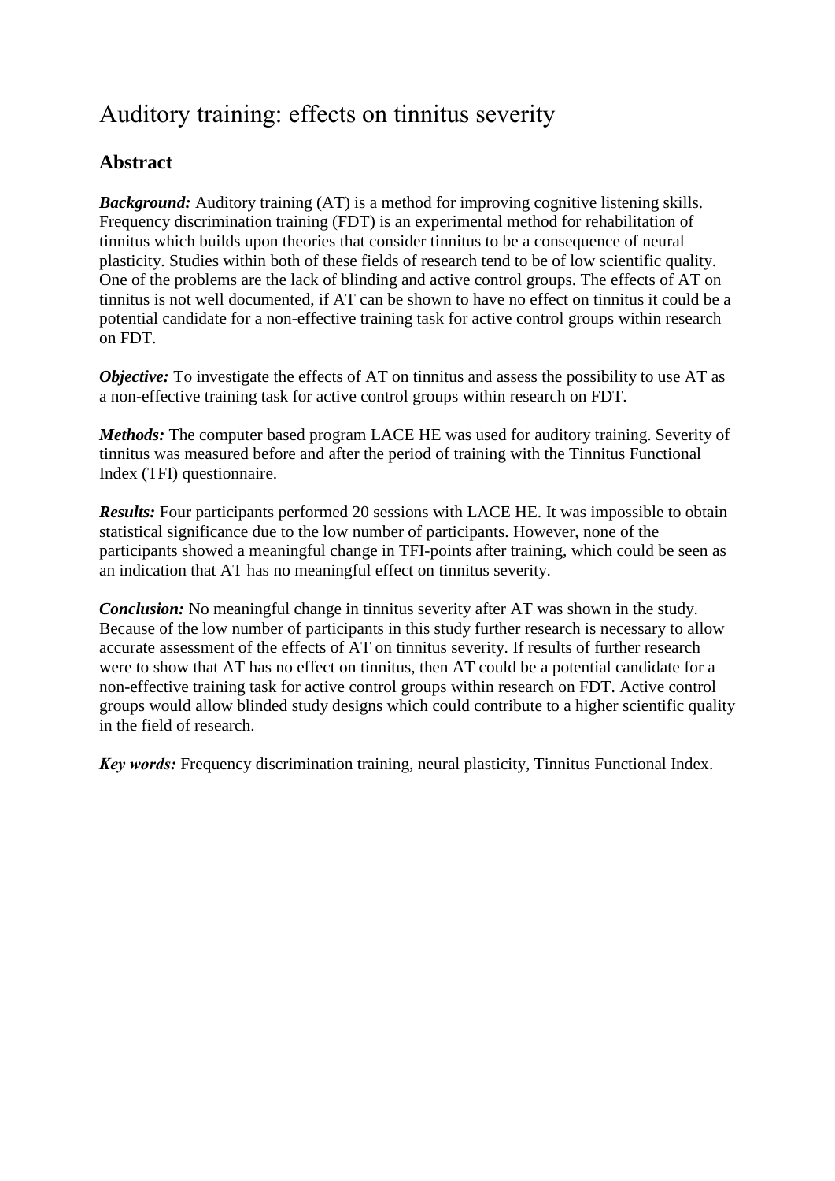# Auditory training: effects on tinnitus severity

## Abstract

***Background:*** Auditory training (AT) is a method for improving cognitive listening skills. Frequency discrimination training (FDT) is an experimental method for rehabilitation of tinnitus which builds upon theories that consider tinnitus to be a consequence of neural plasticity. Studies within both of these fields of research tend to be of low scientific quality. One of the problems are the lack of blinding and active control groups. The effects of AT on tinnitus is not well documented, if AT can be shown to have no effect on tinnitus it could be a potential candidate for a non-effective training task for active control groups within research on FDT.

***Objective:*** To investigate the effects of AT on tinnitus and assess the possibility to use AT as a non-effective training task for active control groups within research on FDT.

***Methods:*** The computer based program LACE HE was used for auditory training. Severity of tinnitus was measured before and after the period of training with the Tinnitus Functional Index (TFI) questionnaire.

***Results:*** Four participants performed 20 sessions with LACE HE. It was impossible to obtain statistical significance due to the low number of participants. However, none of the participants showed a meaningful change in TFI-points after training, which could be seen as an indication that AT has no meaningful effect on tinnitus severity.

***Conclusion:*** No meaningful change in tinnitus severity after AT was shown in the study. Because of the low number of participants in this study further research is necessary to allow accurate assessment of the effects of AT on tinnitus severity. If results of further research were to show that AT has no effect on tinnitus, then AT could be a potential candidate for a non-effective training task for active control groups within research on FDT. Active control groups would allow blinded study designs which could contribute to a higher scientific quality in the field of research.

***Key words:*** Frequency discrimination training, neural plasticity, Tinnitus Functional Index.